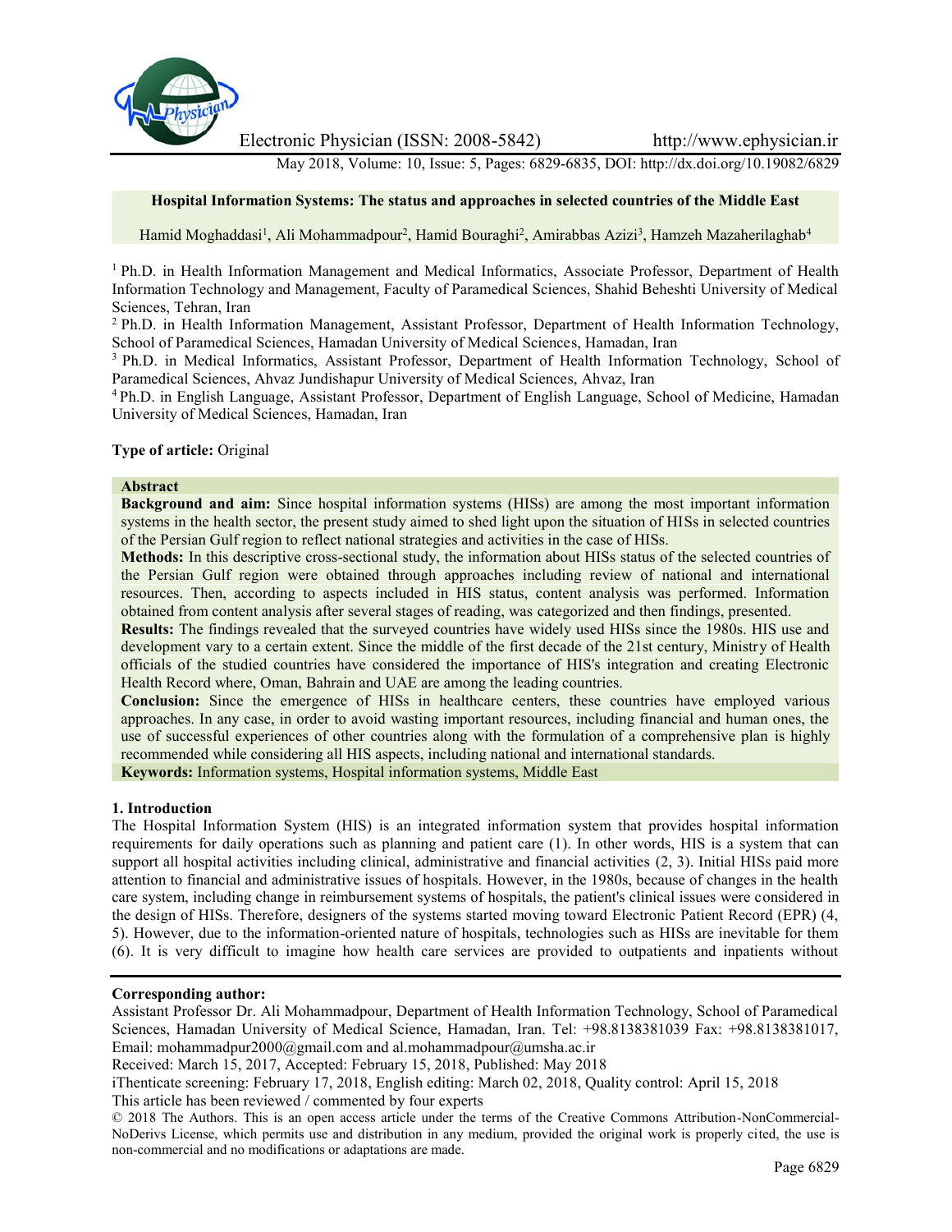# Hospital Information Systems: The status and approaches in selected countries of the Middle East

Hamid Moghaddasi[1], Ali Mohammadpour[2], Hamid Bouraghi[2], Amirabbas Azizi[3], Hamzeh Mazaherilaghab[4]

[1] Ph.D. in Health Information Management and Medical Informatics, Associate Professor, Department of Health Information Technology and Management, Faculty of Paramedical Sciences, Shahid Beheshti University of Medical Sciences, Tehran, Iran

[2] Ph.D. in Health Information Management, Assistant Professor, Department of Health Information Technology, School of Paramedical Sciences, Hamadan University of Medical Sciences, Hamadan, Iran

[3] Ph.D. in Medical Informatics, Assistant Professor, Department of Health Information Technology, School of Paramedical Sciences, Ahvaz Jundishapur University of Medical Sciences, Ahvaz, Iran

[4] Ph.D. in English Language, Assistant Professor, Department of English Language, School of Medicine, Hamadan University of Medical Sciences, Hamadan, Iran

**Type of article:** Original

## Abstract

**Background and aim:** Since hospital information systems (HISs) are among the most important information systems in the health sector, the present study aimed to shed light upon the situation of HISs in selected countries of the Persian Gulf region to reflect national strategies and activities in the case of HISs.

**Methods:** In this descriptive cross-sectional study, the information about HISs status of the selected countries of the Persian Gulf region were obtained through approaches including review of national and international resources. Then, according to aspects included in HIS status, content analysis was performed. Information obtained from content analysis after several stages of reading, was categorized and then findings, presented.

**Results:** The findings revealed that the surveyed countries have widely used HISs since the 1980s. HIS use and development vary to a certain extent. Since the middle of the first decade of the 21st century, Ministry of Health officials of the studied countries have considered the importance of HIS's integration and creating Electronic Health Record where, Oman, Bahrain and UAE are among the leading countries.

**Conclusion:** Since the emergence of HISs in healthcare centers, these countries have employed various approaches. In any case, in order to avoid wasting important resources, including financial and human ones, the use of successful experiences of other countries along with the formulation of a comprehensive plan is highly recommended while considering all HIS aspects, including national and international standards.

**Keywords:** Information systems, Hospital information systems, Middle East

## 1. Introduction

The Hospital Information System (HIS) is an integrated information system that provides hospital information requirements for daily operations such as planning and patient care (1). In other words, HIS is a system that can support all hospital activities including clinical, administrative and financial activities (2, 3). Initial HISs paid more attention to financial and administrative issues of hospitals. However, in the 1980s, because of changes in the health care system, including change in reimbursement systems of hospitals, the patient's clinical issues were considered in the design of HISs. Therefore, designers of the systems started moving toward Electronic Patient Record (EPR) (4, 5). However, due to the information-oriented nature of hospitals, technologies such as HISs are inevitable for them (6). It is very difficult to imagine how health care services are provided to outpatients and inpatients without

**Corresponding author:**
Assistant Professor Dr. Ali Mohammadpour, Department of Health Information Technology, School of Paramedical Sciences, Hamadan University of Medical Science, Hamadan, Iran. Tel: +98.8138381039 Fax: +98.8138381017, Email: mohammadpur2000@gmail.com and al.mohammadpour@umsha.ac.ir

Received: March 15, 2017, Accepted: February 15, 2018, Published: May 2018

iThenticate screening: February 17, 2018, English editing: March 02, 2018, Quality control: April 15, 2018

This article has been reviewed / commented by four experts

© 2018 The Authors. This is an open access article under the terms of the Creative Commons Attribution-NonCommercial-NoDerivs License, which permits use and distribution in any medium, provided the original work is properly cited, the use is non-commercial and no modifications or adaptations are made.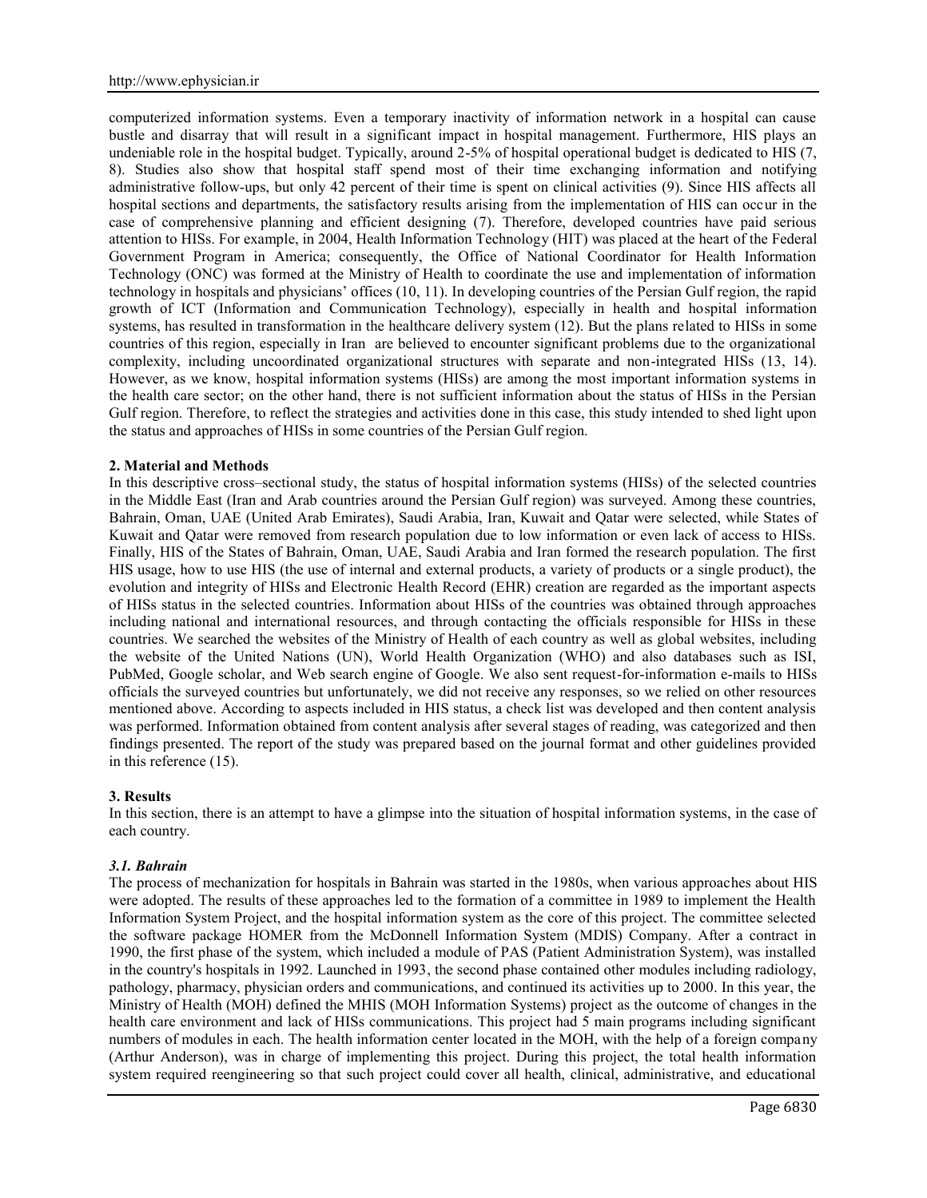computerized information systems. Even a temporary inactivity of information network in a hospital can cause bustle and disarray that will result in a significant impact in hospital management. Furthermore, HIS plays an undeniable role in the hospital budget. Typically, around 2-5% of hospital operational budget is dedicated to HIS (7, 8). Studies also show that hospital staff spend most of their time exchanging information and notifying administrative follow-ups, but only 42 percent of their time is spent on clinical activities (9). Since HIS affects all hospital sections and departments, the satisfactory results arising from the implementation of HIS can occur in the case of comprehensive planning and efficient designing (7). Therefore, developed countries have paid serious attention to HISs. For example, in 2004, Health Information Technology (HIT) was placed at the heart of the Federal Government Program in America; consequently, the Office of National Coordinator for Health Information Technology (ONC) was formed at the Ministry of Health to coordinate the use and implementation of information technology in hospitals and physicians' offices (10, 11). In developing countries of the Persian Gulf region, the rapid growth of ICT (Information and Communication Technology), especially in health and hospital information systems, has resulted in transformation in the healthcare delivery system (12). But the plans related to HISs in some countries of this region, especially in Iran are believed to encounter significant problems due to the organizational complexity, including uncoordinated organizational structures with separate and non-integrated HISs (13, 14). However, as we know, hospital information systems (HISs) are among the most important information systems in the health care sector; on the other hand, there is not sufficient information about the status of HISs in the Persian Gulf region. Therefore, to reflect the strategies and activities done in this case, this study intended to shed light upon the status and approaches of HISs in some countries of the Persian Gulf region.

## 2. Material and Methods

In this descriptive cross–sectional study, the status of hospital information systems (HISs) of the selected countries in the Middle East (Iran and Arab countries around the Persian Gulf region) was surveyed. Among these countries, Bahrain, Oman, UAE (United Arab Emirates), Saudi Arabia, Iran, Kuwait and Qatar were selected, while States of Kuwait and Qatar were removed from research population due to low information or even lack of access to HISs. Finally, HIS of the States of Bahrain, Oman, UAE, Saudi Arabia and Iran formed the research population. The first HIS usage, how to use HIS (the use of internal and external products, a variety of products or a single product), the evolution and integrity of HISs and Electronic Health Record (EHR) creation are regarded as the important aspects of HISs status in the selected countries. Information about HISs of the countries was obtained through approaches including national and international resources, and through contacting the officials responsible for HISs in these countries. We searched the websites of the Ministry of Health of each country as well as global websites, including the website of the United Nations (UN), World Health Organization (WHO) and also databases such as ISI, PubMed, Google scholar, and Web search engine of Google. We also sent request-for-information e-mails to HISs officials the surveyed countries but unfortunately, we did not receive any responses, so we relied on other resources mentioned above. According to aspects included in HIS status, a check list was developed and then content analysis was performed. Information obtained from content analysis after several stages of reading, was categorized and then findings presented. The report of the study was prepared based on the journal format and other guidelines provided in this reference (15).

## 3. Results

In this section, there is an attempt to have a glimpse into the situation of hospital information systems, in the case of each country.

### *3.1. Bahrain*

The process of mechanization for hospitals in Bahrain was started in the 1980s, when various approaches about HIS were adopted. The results of these approaches led to the formation of a committee in 1989 to implement the Health Information System Project, and the hospital information system as the core of this project. The committee selected the software package HOMER from the McDonnell Information System (MDIS) Company. After a contract in 1990, the first phase of the system, which included a module of PAS (Patient Administration System), was installed in the country's hospitals in 1992. Launched in 1993, the second phase contained other modules including radiology, pathology, pharmacy, physician orders and communications, and continued its activities up to 2000. In this year, the Ministry of Health (MOH) defined the MHIS (MOH Information Systems) project as the outcome of changes in the health care environment and lack of HISs communications. This project had 5 main programs including significant numbers of modules in each. The health information center located in the MOH, with the help of a foreign company (Arthur Anderson), was in charge of implementing this project. During this project, the total health information system required reengineering so that such project could cover all health, clinical, administrative, and educational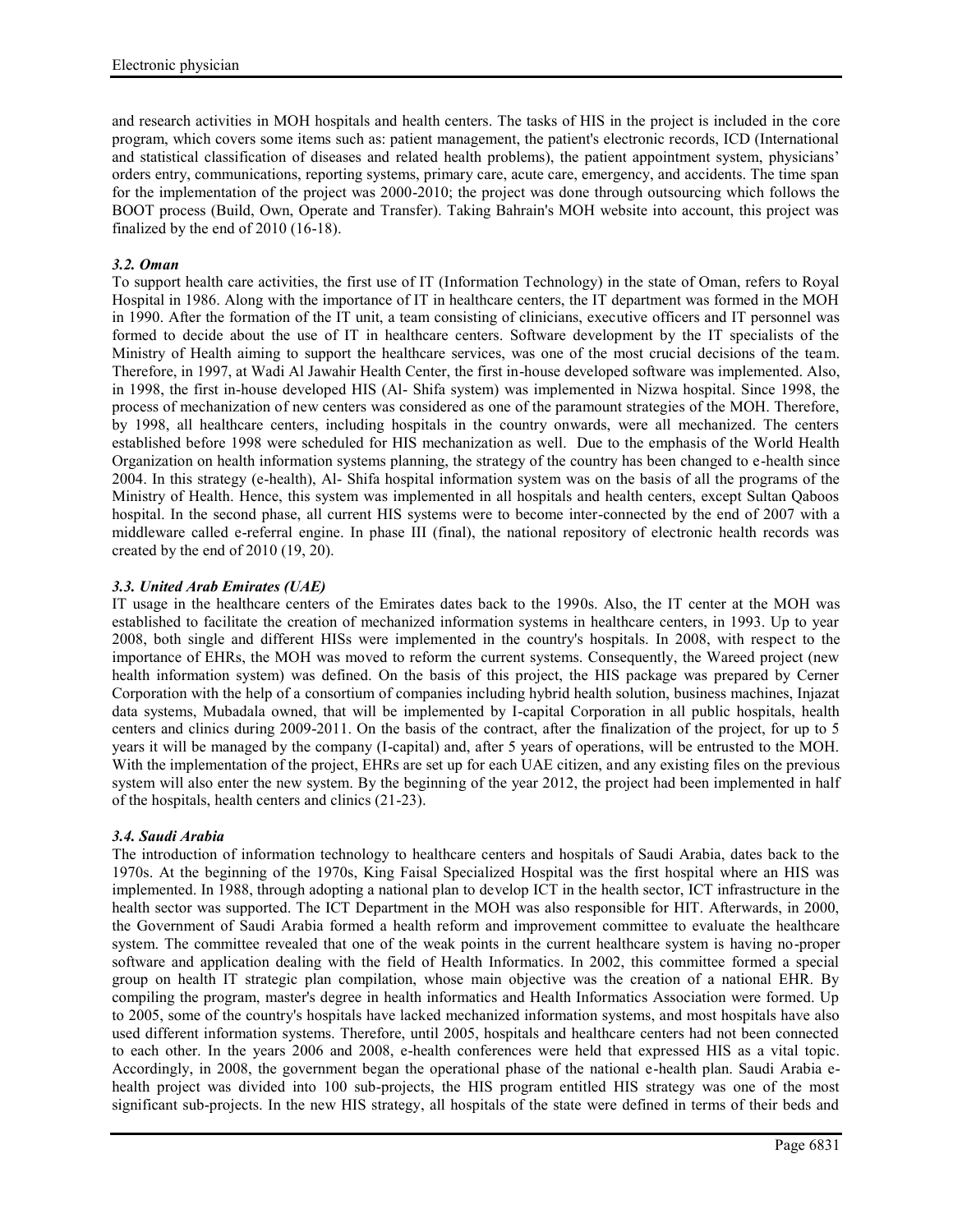and research activities in MOH hospitals and health centers. The tasks of HIS in the project is included in the core program, which covers some items such as: patient management, the patient's electronic records, ICD (International and statistical classification of diseases and related health problems), the patient appointment system, physicians' orders entry, communications, reporting systems, primary care, acute care, emergency, and accidents. The time span for the implementation of the project was 2000-2010; the project was done through outsourcing which follows the BOOT process (Build, Own, Operate and Transfer). Taking Bahrain's MOH website into account, this project was finalized by the end of 2010 (16-18).

### *3.2. Oman*

To support health care activities, the first use of IT (Information Technology) in the state of Oman, refers to Royal Hospital in 1986. Along with the importance of IT in healthcare centers, the IT department was formed in the MOH in 1990. After the formation of the IT unit, a team consisting of clinicians, executive officers and IT personnel was formed to decide about the use of IT in healthcare centers. Software development by the IT specialists of the Ministry of Health aiming to support the healthcare services, was one of the most crucial decisions of the team. Therefore, in 1997, at Wadi Al Jawahir Health Center, the first in-house developed software was implemented. Also, in 1998, the first in-house developed HIS (Al- Shifa system) was implemented in Nizwa hospital. Since 1998, the process of mechanization of new centers was considered as one of the paramount strategies of the MOH. Therefore, by 1998, all healthcare centers, including hospitals in the country onwards, were all mechanized. The centers established before 1998 were scheduled for HIS mechanization as well. Due to the emphasis of the World Health Organization on health information systems planning, the strategy of the country has been changed to e-health since 2004. In this strategy (e-health), Al- Shifa hospital information system was on the basis of all the programs of the Ministry of Health. Hence, this system was implemented in all hospitals and health centers, except Sultan Qaboos hospital. In the second phase, all current HIS systems were to become inter-connected by the end of 2007 with a middleware called e-referral engine. In phase III (final), the national repository of electronic health records was created by the end of 2010 (19, 20).

### *3.3. United Arab Emirates (UAE)*

IT usage in the healthcare centers of the Emirates dates back to the 1990s. Also, the IT center at the MOH was established to facilitate the creation of mechanized information systems in healthcare centers, in 1993. Up to year 2008, both single and different HISs were implemented in the country's hospitals. In 2008, with respect to the importance of EHRs, the MOH was moved to reform the current systems. Consequently, the Wareed project (new health information system) was defined. On the basis of this project, the HIS package was prepared by Cerner Corporation with the help of a consortium of companies including hybrid health solution, business machines, Injazat data systems, Mubadala owned, that will be implemented by I-capital Corporation in all public hospitals, health centers and clinics during 2009-2011. On the basis of the contract, after the finalization of the project, for up to 5 years it will be managed by the company (I-capital) and, after 5 years of operations, will be entrusted to the MOH. With the implementation of the project, EHRs are set up for each UAE citizen, and any existing files on the previous system will also enter the new system. By the beginning of the year 2012, the project had been implemented in half of the hospitals, health centers and clinics (21-23).

### *3.4. Saudi Arabia*

The introduction of information technology to healthcare centers and hospitals of Saudi Arabia, dates back to the 1970s. At the beginning of the 1970s, King Faisal Specialized Hospital was the first hospital where an HIS was implemented. In 1988, through adopting a national plan to develop ICT in the health sector, ICT infrastructure in the health sector was supported. The ICT Department in the MOH was also responsible for HIT. Afterwards, in 2000, the Government of Saudi Arabia formed a health reform and improvement committee to evaluate the healthcare system. The committee revealed that one of the weak points in the current healthcare system is having no-proper software and application dealing with the field of Health Informatics. In 2002, this committee formed a special group on health IT strategic plan compilation, whose main objective was the creation of a national EHR. By compiling the program, master's degree in health informatics and Health Informatics Association were formed. Up to 2005, some of the country's hospitals have lacked mechanized information systems, and most hospitals have also used different information systems. Therefore, until 2005, hospitals and healthcare centers had not been connected to each other. In the years 2006 and 2008, e-health conferences were held that expressed HIS as a vital topic. Accordingly, in 2008, the government began the operational phase of the national e-health plan. Saudi Arabia e-health project was divided into 100 sub-projects, the HIS program entitled HIS strategy was one of the most significant sub-projects. In the new HIS strategy, all hospitals of the state were defined in terms of their beds and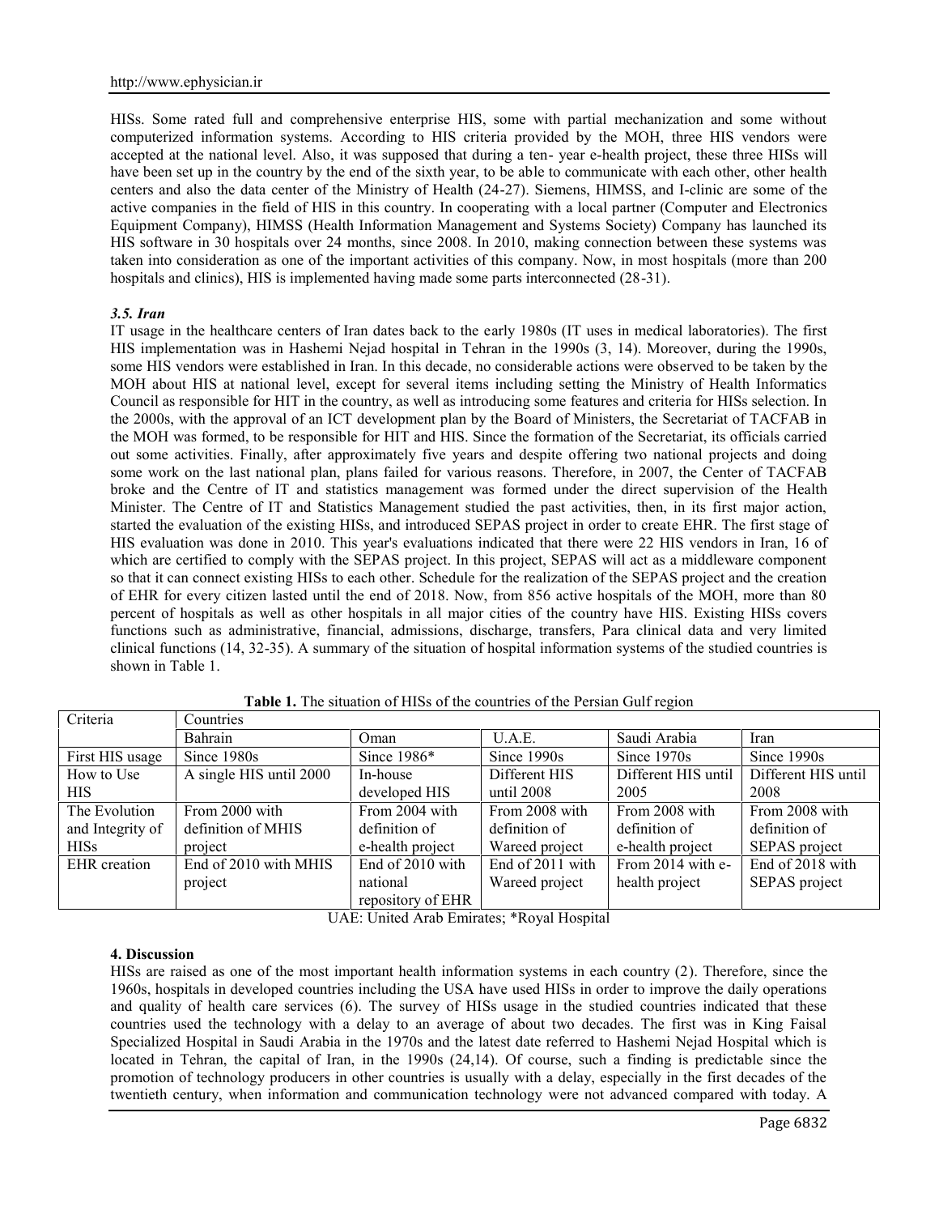HISs. Some rated full and comprehensive enterprise HIS, some with partial mechanization and some without computerized information systems. According to HIS criteria provided by the MOH, three HIS vendors were accepted at the national level. Also, it was supposed that during a ten- year e-health project, these three HISs will have been set up in the country by the end of the sixth year, to be able to communicate with each other, other health centers and also the data center of the Ministry of Health (24-27). Siemens, HIMSS, and I-clinic are some of the active companies in the field of HIS in this country. In cooperating with a local partner (Computer and Electronics Equipment Company), HIMSS (Health Information Management and Systems Society) Company has launched its HIS software in 30 hospitals over 24 months, since 2008. In 2010, making connection between these systems was taken into consideration as one of the important activities of this company. Now, in most hospitals (more than 200 hospitals and clinics), HIS is implemented having made some parts interconnected (28-31).

### *3.5. Iran*

IT usage in the healthcare centers of Iran dates back to the early 1980s (IT uses in medical laboratories). The first HIS implementation was in Hashemi Nejad hospital in Tehran in the 1990s (3, 14). Moreover, during the 1990s, some HIS vendors were established in Iran. In this decade, no considerable actions were observed to be taken by the MOH about HIS at national level, except for several items including setting the Ministry of Health Informatics Council as responsible for HIT in the country, as well as introducing some features and criteria for HISs selection. In the 2000s, with the approval of an ICT development plan by the Board of Ministers, the Secretariat of TACFAB in the MOH was formed, to be responsible for HIT and HIS. Since the formation of the Secretariat, its officials carried out some activities. Finally, after approximately five years and despite offering two national projects and doing some work on the last national plan, plans failed for various reasons. Therefore, in 2007, the Center of TACFAB broke and the Centre of IT and statistics management was formed under the direct supervision of the Health Minister. The Centre of IT and Statistics Management studied the past activities, then, in its first major action, started the evaluation of the existing HISs, and introduced SEPAS project in order to create EHR. The first stage of HIS evaluation was done in 2010. This year's evaluations indicated that there were 22 HIS vendors in Iran, 16 of which are certified to comply with the SEPAS project. In this project, SEPAS will act as a middleware component so that it can connect existing HISs to each other. Schedule for the realization of the SEPAS project and the creation of EHR for every citizen lasted until the end of 2018. Now, from 856 active hospitals of the MOH, more than 80 percent of hospitals as well as other hospitals in all major cities of the country have HIS. Existing HISs covers functions such as administrative, financial, admissions, discharge, transfers, Para clinical data and very limited clinical functions (14, 32-35). A summary of the situation of hospital information systems of the studied countries is shown in Table 1.

**Table 1.** The situation of HISs of the countries of the Persian Gulf region

| Criteria | Countries | | | | |
|---|---|---|---|---|---|
| | Bahrain | Oman | U.A.E. | Saudi Arabia | Iran |
| First HIS usage | Since 1980s | Since 1986* | Since 1990s | Since 1970s | Since 1990s |
| How to Use HIS | A single HIS until 2000 | In-house developed HIS | Different HIS until 2008 | Different HIS until 2005 | Different HIS until 2008 |
| The Evolution and Integrity of HISs | From 2000 with definition of MHIS project | From 2004 with definition of e-health project | From 2008 with definition of Wareed project | From 2008 with definition of e-health project | From 2008 with definition of SEPAS project |
| EHR creation | End of 2010 with MHIS project | End of 2010 with national repository of EHR | End of 2011 with Wareed project | From 2014 with e-health project | End of 2018 with SEPAS project |

UAE: United Arab Emirates; *Royal Hospital

## 4. Discussion

HISs are raised as one of the most important health information systems in each country (2). Therefore, since the 1960s, hospitals in developed countries including the USA have used HISs in order to improve the daily operations and quality of health care services (6). The survey of HISs usage in the studied countries indicated that these countries used the technology with a delay to an average of about two decades. The first was in King Faisal Specialized Hospital in Saudi Arabia in the 1970s and the latest date referred to Hashemi Nejad Hospital which is located in Tehran, the capital of Iran, in the 1990s (24,14). Of course, such a finding is predictable since the promotion of technology producers in other countries is usually with a delay, especially in the first decades of the twentieth century, when information and communication technology were not advanced compared with today. A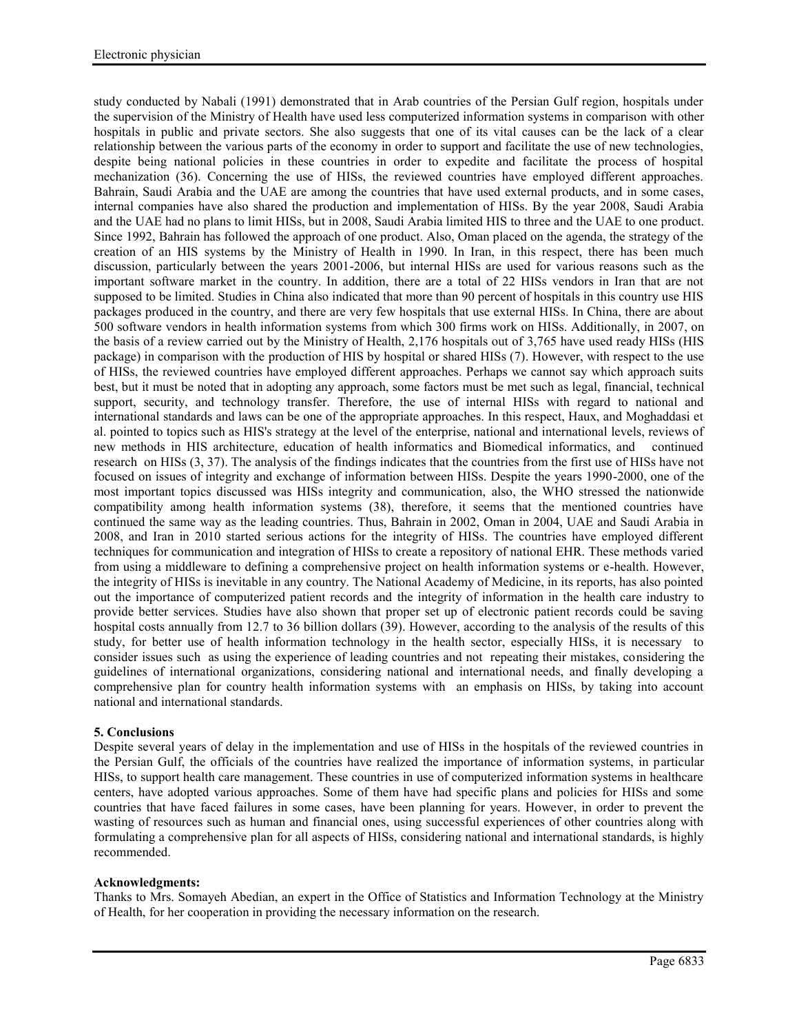study conducted by Nabali (1991) demonstrated that in Arab countries of the Persian Gulf region, hospitals under the supervision of the Ministry of Health have used less computerized information systems in comparison with other hospitals in public and private sectors. She also suggests that one of its vital causes can be the lack of a clear relationship between the various parts of the economy in order to support and facilitate the use of new technologies, despite being national policies in these countries in order to expedite and facilitate the process of hospital mechanization (36). Concerning the use of HISs, the reviewed countries have employed different approaches. Bahrain, Saudi Arabia and the UAE are among the countries that have used external products, and in some cases, internal companies have also shared the production and implementation of HISs. By the year 2008, Saudi Arabia and the UAE had no plans to limit HISs, but in 2008, Saudi Arabia limited HIS to three and the UAE to one product. Since 1992, Bahrain has followed the approach of one product. Also, Oman placed on the agenda, the strategy of the creation of an HIS systems by the Ministry of Health in 1990. In Iran, in this respect, there has been much discussion, particularly between the years 2001-2006, but internal HISs are used for various reasons such as the important software market in the country. In addition, there are a total of 22 HISs vendors in Iran that are not supposed to be limited. Studies in China also indicated that more than 90 percent of hospitals in this country use HIS packages produced in the country, and there are very few hospitals that use external HISs. In China, there are about 500 software vendors in health information systems from which 300 firms work on HISs. Additionally, in 2007, on the basis of a review carried out by the Ministry of Health, 2,176 hospitals out of 3,765 have used ready HISs (HIS package) in comparison with the production of HIS by hospital or shared HISs (7). However, with respect to the use of HISs, the reviewed countries have employed different approaches. Perhaps we cannot say which approach suits best, but it must be noted that in adopting any approach, some factors must be met such as legal, financial, technical support, security, and technology transfer. Therefore, the use of internal HISs with regard to national and international standards and laws can be one of the appropriate approaches. In this respect, Haux, and Moghaddasi et al. pointed to topics such as HIS's strategy at the level of the enterprise, national and international levels, reviews of new methods in HIS architecture, education of health informatics and Biomedical informatics, and continued research on HISs (3, 37). The analysis of the findings indicates that the countries from the first use of HISs have not focused on issues of integrity and exchange of information between HISs. Despite the years 1990-2000, one of the most important topics discussed was HISs integrity and communication, also, the WHO stressed the nationwide compatibility among health information systems (38), therefore, it seems that the mentioned countries have continued the same way as the leading countries. Thus, Bahrain in 2002, Oman in 2004, UAE and Saudi Arabia in 2008, and Iran in 2010 started serious actions for the integrity of HISs. The countries have employed different techniques for communication and integration of HISs to create a repository of national EHR. These methods varied from using a middleware to defining a comprehensive project on health information systems or e-health. However, the integrity of HISs is inevitable in any country. The National Academy of Medicine, in its reports, has also pointed out the importance of computerized patient records and the integrity of information in the health care industry to provide better services. Studies have also shown that proper set up of electronic patient records could be saving hospital costs annually from 12.7 to 36 billion dollars (39). However, according to the analysis of the results of this study, for better use of health information technology in the health sector, especially HISs, it is necessary to consider issues such as using the experience of leading countries and not repeating their mistakes, considering the guidelines of international organizations, considering national and international needs, and finally developing a comprehensive plan for country health information systems with an emphasis on HISs, by taking into account national and international standards.

## 5. Conclusions

Despite several years of delay in the implementation and use of HISs in the hospitals of the reviewed countries in the Persian Gulf, the officials of the countries have realized the importance of information systems, in particular HISs, to support health care management. These countries in use of computerized information systems in healthcare centers, have adopted various approaches. Some of them have had specific plans and policies for HISs and some countries that have faced failures in some cases, have been planning for years. However, in order to prevent the wasting of resources such as human and financial ones, using successful experiences of other countries along with formulating a comprehensive plan for all aspects of HISs, considering national and international standards, is highly recommended.

**Acknowledgments:**

Thanks to Mrs. Somayeh Abedian, an expert in the Office of Statistics and Information Technology at the Ministry of Health, for her cooperation in providing the necessary information on the research.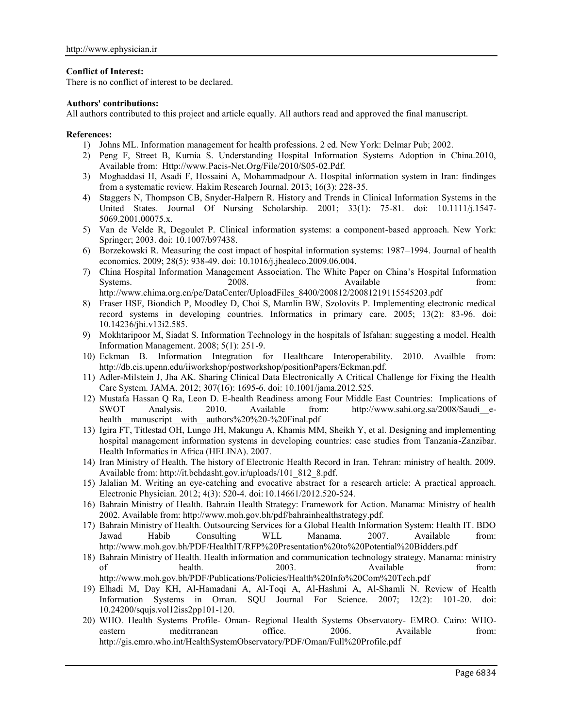**Conflict of Interest:**

There is no conflict of interest to be declared.

**Authors' contributions:**

All authors contributed to this project and article equally. All authors read and approved the final manuscript.

**References:**

1) Johns ML. Information management for health professions. 2 ed. New York: Delmar Pub; 2002.
2) Peng F, Street B, Kurnia S. Understanding Hospital Information Systems Adoption in China.2010, Available from: Http://www.Pacis-Net.Org/File/2010/S05-02.Pdf.
3) Moghaddasi H, Asadi F, Hossaini A, Mohammadpour A. Hospital information system in Iran: findinges from a systematic review. Hakim Research Journal. 2013; 16(3): 228-35.
4) Staggers N, Thompson CB, Snyder-Halpern R. History and Trends in Clinical Information Systems in the United States. Journal Of Nursing Scholarship. 2001; 33(1): 75-81. doi: 10.1111/j.1547-5069.2001.00075.x.
5) Van de Velde R, Degoulet P. Clinical information systems: a component-based approach. New York: Springer; 2003. doi: 10.1007/b97438.
6) Borzekowski R. Measuring the cost impact of hospital information systems: 1987–1994. Journal of health economics. 2009; 28(5): 938-49. doi: 10.1016/j.jhealeco.2009.06.004.
7) China Hospital Information Management Association. The White Paper on China's Hospital Information Systems. 2008. Available from: http://www.chima.org.cn/pe/DataCenter/UploadFiles_8400/200812/20081219115545203.pdf
8) Fraser HSF, Biondich P, Moodley D, Choi S, Mamlin BW, Szolovits P. Implementing electronic medical record systems in developing countries. Informatics in primary care. 2005; 13(2): 83-96. doi: 10.14236/jhi.v13i2.585.
9) Mokhtaripoor M, Siadat S. Information Technology in the hospitals of Isfahan: suggesting a model. Health Information Management. 2008; 5(1): 251-9.
10) Eckman B. Information Integration for Healthcare Interoperability. 2010. Availble from: http://db.cis.upenn.edu/iiworkshop/postworkshop/positionPapers/Eckman.pdf.
11) Adler-Milstein J, Jha AK. Sharing Clinical Data Electronically A Critical Challenge for Fixing the Health Care System. JAMA. 2012; 307(16): 1695-6. doi: 10.1001/jama.2012.525.
12) Mustafa Hassan Q Ra, Leon D. E-health Readiness among Four Middle East Countries: Implications of SWOT Analysis. 2010. Available from: http://www.sahi.org.sa/2008/Saudi__e-health__manuscript__with__authors%20%20-%20Final.pdf
13) Igira FT, Titlestad OH, Lungo JH, Makungu A, Khamis MM, Sheikh Y, et al. Designing and implementing hospital management information systems in developing countries: case studies from Tanzania-Zanzibar. Health Informatics in Africa (HELINA). 2007.
14) Iran Ministry of Health. The history of Electronic Health Record in Iran. Tehran: ministry of health. 2009. Available from: http://it.behdasht.gov.ir/uploads/101_812_8.pdf.
15) Jalalian M. Writing an eye-catching and evocative abstract for a research article: A practical approach. Electronic Physician. 2012; 4(3): 520-4. doi: 10.14661/2012.520-524.
16) Bahrain Ministry of Health. Bahrain Health Strategy: Framework for Action. Manama: Ministry of health 2002. Available from: http://www.moh.gov.bh/pdf/bahrainhealthstrategy.pdf.
17) Bahrain Ministry of Health. Outsourcing Services for a Global Health Information System: Health IT. BDO Jawad Habib Consulting WLL Manama. 2007. Available from: http://www.moh.gov.bh/PDF/HealthIT/RFP%20Presentation%20to%20Potential%20Bidders.pdf
18) Bahrain Ministry of Health. Health information and communication technology strategy. Manama: ministry of health. 2003. Available from: http://www.moh.gov.bh/PDF/Publications/Policies/Health%20Info%20Com%20Tech.pdf
19) Elhadi M, Day KH, Al-Hamadani A, Al-Toqi A, Al-Hashmi A, Al-Shamli N. Review of Health Information Systems in Oman. SQU Journal For Science. 2007; 12(2): 101-20. doi: 10.24200/squjs.vol12iss2pp101-120.
20) WHO. Health Systems Profile- Oman- Regional Health Systems Observatory- EMRO. Cairo: WHO-eastern meditrranean office. 2006. Available from: http://gis.emro.who.int/HealthSystemObservatory/PDF/Oman/Full%20Profile.pdf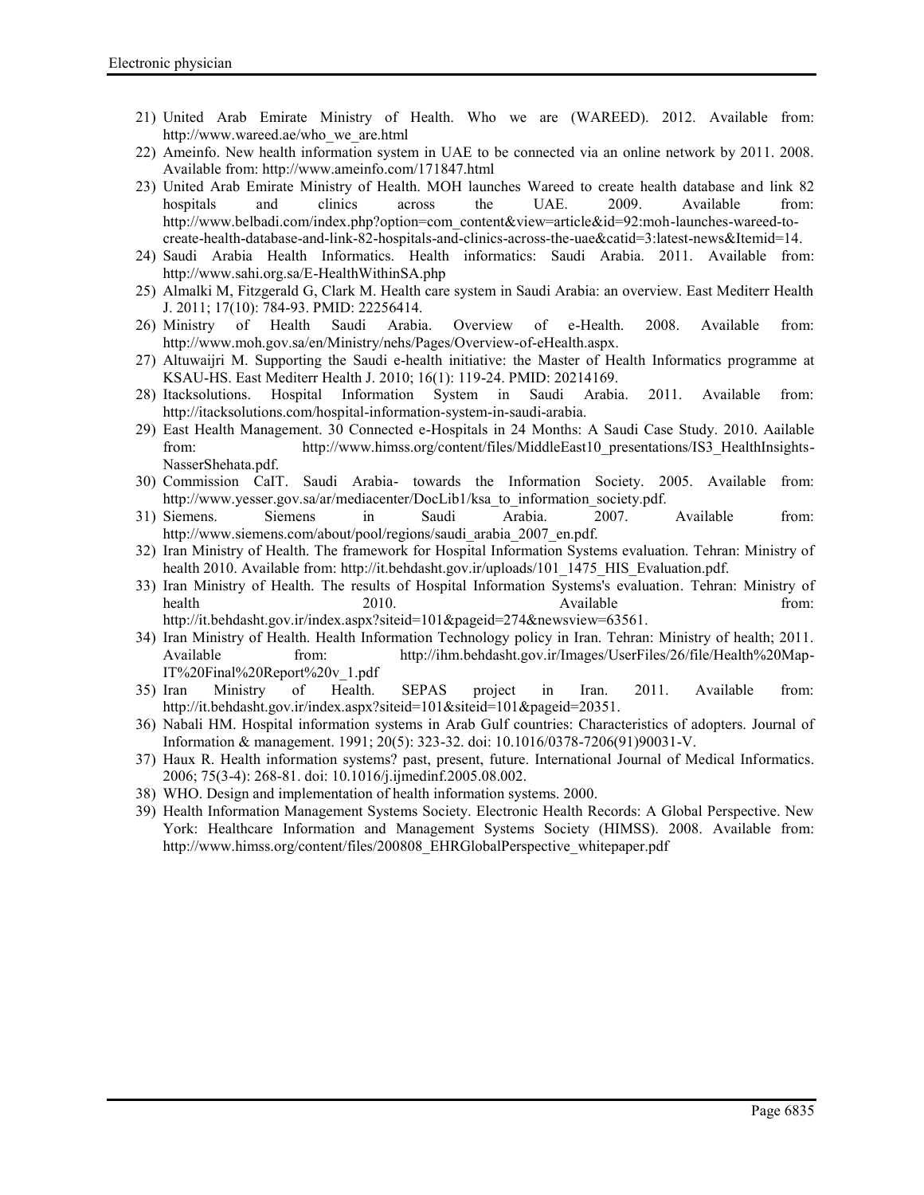21) United Arab Emirate Ministry of Health. Who we are (WAREED). 2012. Available from: http://www.wareed.ae/who_we_are.html
22) Ameinfo. New health information system in UAE to be connected via an online network by 2011. 2008. Available from: http://www.ameinfo.com/171847.html
23) United Arab Emirate Ministry of Health. MOH launches Wareed to create health database and link 82 hospitals and clinics across the UAE. 2009. Available from: http://www.belbadi.com/index.php?option=com_content&view=article&id=92:moh-launches-wareed-to-create-health-database-and-link-82-hospitals-and-clinics-across-the-uae&catid=3:latest-news&Itemid=14.
24) Saudi Arabia Health Informatics. Health informatics: Saudi Arabia. 2011. Available from: http://www.sahi.org.sa/E-HealthWithinSA.php
25) Almalki M, Fitzgerald G, Clark M. Health care system in Saudi Arabia: an overview. East Mediterr Health J. 2011; 17(10): 784-93. PMID: 22256414.
26) Ministry of Health Saudi Arabia. Overview of e-Health. 2008. Available from: http://www.moh.gov.sa/en/Ministry/nehs/Pages/Overview-of-eHealth.aspx.
27) Altuwaijri M. Supporting the Saudi e-health initiative: the Master of Health Informatics programme at KSAU-HS. East Mediterr Health J. 2010; 16(1): 119-24. PMID: 20214169.
28) Itacksolutions. Hospital Information System in Saudi Arabia. 2011. Available from: http://itacksolutions.com/hospital-information-system-in-saudi-arabia.
29) East Health Management. 30 Connected e-Hospitals in 24 Months: A Saudi Case Study. 2010. Aailable from: http://www.himss.org/content/files/MiddleEast10_presentations/IS3_HealthInsights-NasserShehata.pdf.
30) Commission CaIT. Saudi Arabia- towards the Information Society. 2005. Available from: http://www.yesser.gov.sa/ar/mediacenter/DocLib1/ksa_to_information_society.pdf.
31) Siemens. Siemens in Saudi Arabia. 2007. Available from: http://www.siemens.com/about/pool/regions/saudi_arabia_2007_en.pdf.
32) Iran Ministry of Health. The framework for Hospital Information Systems evaluation. Tehran: Ministry of health 2010. Available from: http://it.behdasht.gov.ir/uploads/101_1475_HIS_Evaluation.pdf.
33) Iran Ministry of Health. The results of Hospital Information Systems's evaluation. Tehran: Ministry of health 2010. Available from: http://it.behdasht.gov.ir/index.aspx?siteid=101&pageid=274&newsview=63561.
34) Iran Ministry of Health. Health Information Technology policy in Iran. Tehran: Ministry of health; 2011. Available from: http://ihm.behdasht.gov.ir/Images/UserFiles/26/file/Health%20Map-IT%20Final%20Report%20v_1.pdf
35) Iran Ministry of Health. SEPAS project in Iran. 2011. Available from: http://it.behdasht.gov.ir/index.aspx?siteid=101&siteid=101&pageid=20351.
36) Nabali HM. Hospital information systems in Arab Gulf countries: Characteristics of adopters. Journal of Information & management. 1991; 20(5): 323-32. doi: 10.1016/0378-7206(91)90031-V.
37) Haux R. Health information systems? past, present, future. International Journal of Medical Informatics. 2006; 75(3-4): 268-81. doi: 10.1016/j.ijmedinf.2005.08.002.
38) WHO. Design and implementation of health information systems. 2000.
39) Health Information Management Systems Society. Electronic Health Records: A Global Perspective. New York: Healthcare Information and Management Systems Society (HIMSS). 2008. Available from: http://www.himss.org/content/files/200808_EHRGlobalPerspective_whitepaper.pdf